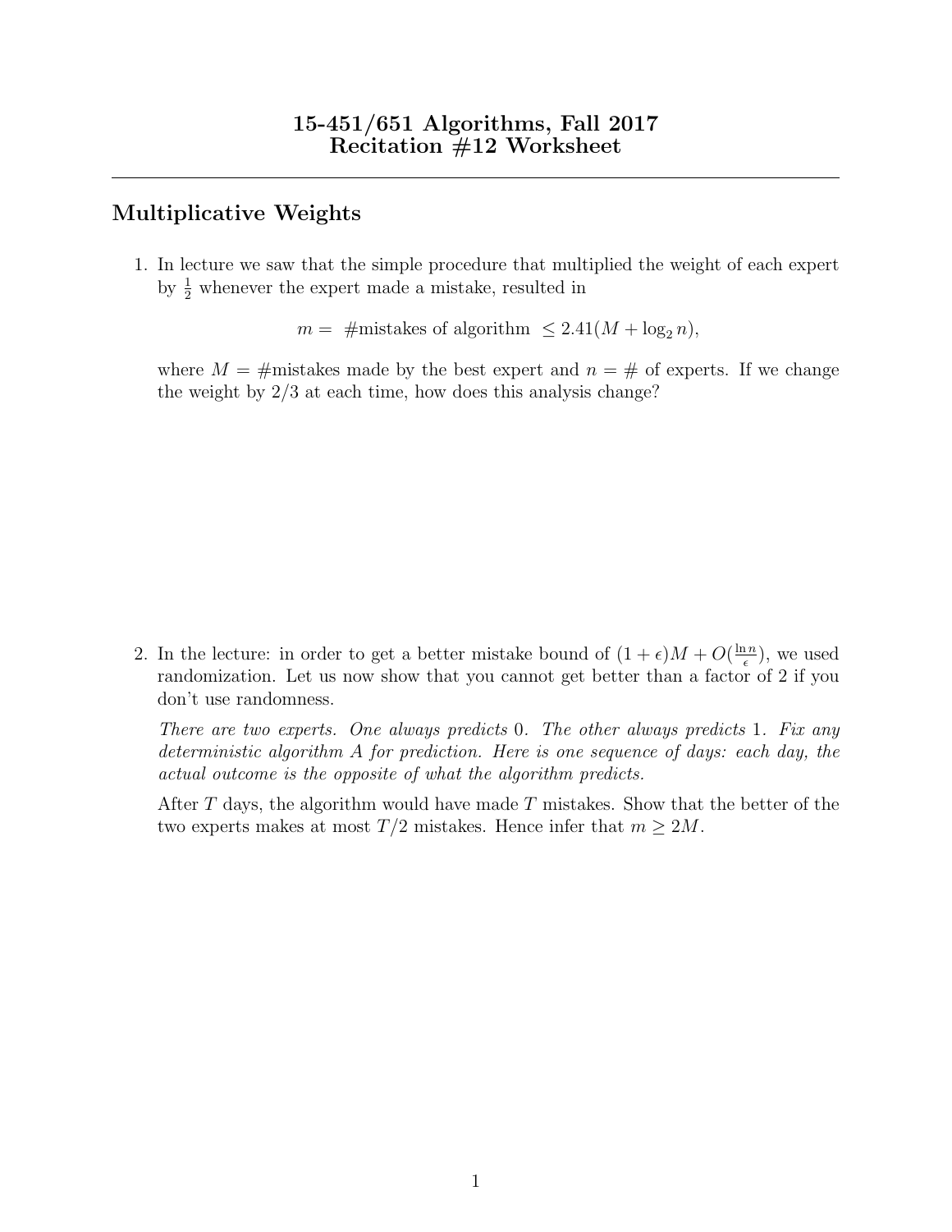# 15-451/651 Algorithms, Fall 2017
# Recitation #12 Worksheet

---

## Multiplicative Weights

1. In lecture we saw that the simple procedure that multiplied the weight of each expert by $\frac{1}{2}$ whenever the expert made a mistake, resulted in

$$m = \text{ \#mistakes of algorithm } \leq 2.41(M + \log_2 n),$$

where $M$ = #mistakes made by the best expert and $n$ = # of experts. If we change the weight by 2/3 at each time, how does this analysis change?

2. In the lecture: in order to get a better mistake bound of $(1 + \epsilon)M + O(\frac{\ln n}{\epsilon})$, we used randomization. Let us now show that you cannot get better than a factor of 2 if you don't use randomness.

*There are two experts. One always predicts* 0*. The other always predicts* 1*. Fix any deterministic algorithm A for prediction. Here is one sequence of days: each day, the actual outcome is the opposite of what the algorithm predicts.*

After $T$ days, the algorithm would have made $T$ mistakes. Show that the better of the two experts makes at most $T/2$ mistakes. Hence infer that $m \geq 2M$.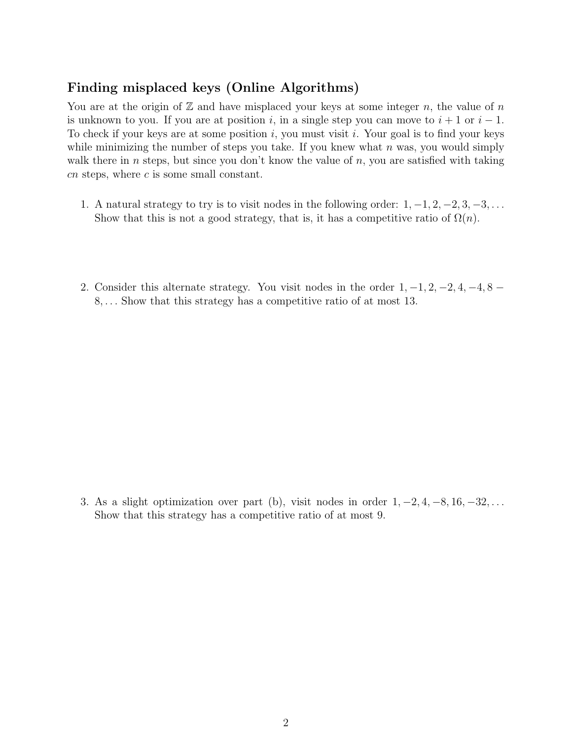## Finding misplaced keys (Online Algorithms)

You are at the origin of $\mathbb{Z}$ and have misplaced your keys at some integer $n$, the value of $n$ is unknown to you. If you are at position $i$, in a single step you can move to $i+1$ or $i-1$. To check if your keys are at some position $i$, you must visit $i$. Your goal is to find your keys while minimizing the number of steps you take. If you knew what $n$ was, you would simply walk there in $n$ steps, but since you don't know the value of $n$, you are satisfied with taking $cn$ steps, where $c$ is some small constant.

1. A natural strategy to try is to visit nodes in the following order: $1, -1, 2, -2, 3, -3, \ldots$ Show that this is not a good strategy, that is, it has a competitive ratio of $\Omega(n)$.

2. Consider this alternate strategy. You visit nodes in the order $1, -1, 2, -2, 4, -4, 8 - 8, \ldots$ Show that this strategy has a competitive ratio of at most 13.

3. As a slight optimization over part (b), visit nodes in order $1, -2, 4, -8, 16, -32, \ldots$ Show that this strategy has a competitive ratio of at most 9.